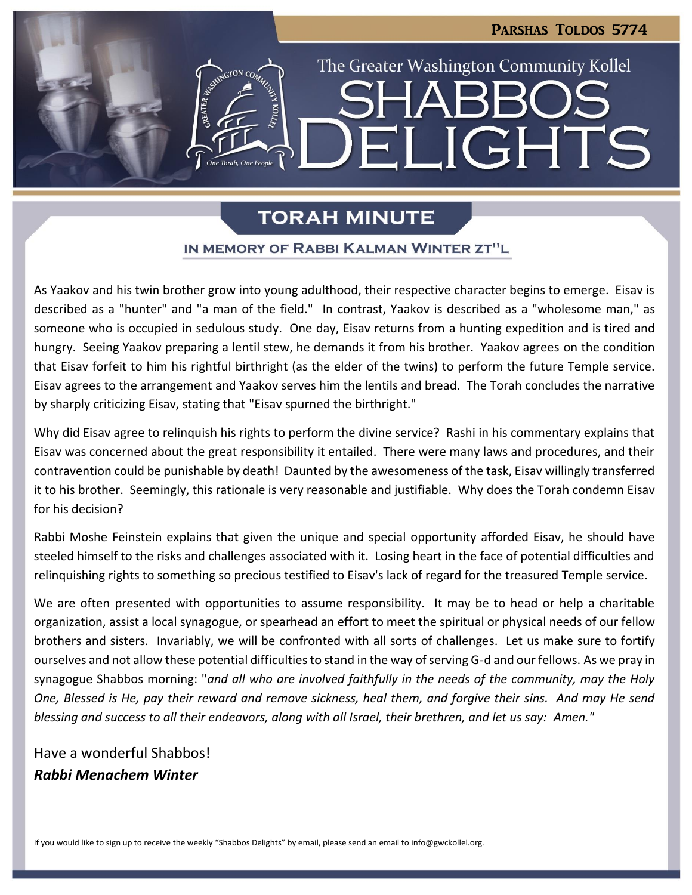Parshas Toldos 5774

The Greater Washington Community Kollel

# Shabbos Delights

## Torah Minute

### In Memory of Rabbi Kalman Winter zt"l

As Yaakov and his twin brother grow into young adulthood, their respective character begins to emerge. Eisav is described as a "hunter" and "a man of the field." In contrast, Yaakov is described as a "wholesome man," as someone who is occupied in sedulous study. One day, Eisav returns from a hunting expedition and is tired and hungry. Seeing Yaakov preparing a lentil stew, he demands it from his brother. Yaakov agrees on the condition that Eisav forfeit to him his rightful birthright (as the elder of the twins) to perform the future Temple service. Eisav agrees to the arrangement and Yaakov serves him the lentils and bread. The Torah concludes the narrative by sharply criticizing Eisav, stating that "Eisav spurned the birthright."

Why did Eisav agree to relinquish his rights to perform the divine service? Rashi in his commentary explains that Eisav was concerned about the great responsibility it entailed. There were many laws and procedures, and their contravention could be punishable by death! Daunted by the awesomeness of the task, Eisav willingly transferred it to his brother. Seemingly, this rationale is very reasonable and justifiable. Why does the Torah condemn Eisav for his decision?

Rabbi Moshe Feinstein explains that given the unique and special opportunity afforded Eisav, he should have steeled himself to the risks and challenges associated with it. Losing heart in the face of potential difficulties and relinquishing rights to something so precious testified to Eisav's lack of regard for the treasured Temple service.

We are often presented with opportunities to assume responsibility. It may be to head or help a charitable organization, assist a local synagogue, or spearhead an effort to meet the spiritual or physical needs of our fellow brothers and sisters. Invariably, we will be confronted with all sorts of challenges. Let us make sure to fortify ourselves and not allow these potential difficulties to stand in the way of serving G-d and our fellows. As we pray in synagogue Shabbos morning: "*and all who are involved faithfully in the needs of the community, may the Holy One, Blessed is He, pay their reward and remove sickness, heal them, and forgive their sins. And may He send blessing and success to all their endeavors, along with all Israel, their brethren, and let us say: Amen.*"

Have a wonderful Shabbos!
***Rabbi Menachem Winter***

If you would like to sign up to receive the weekly "Shabbos Delights" by email, please send an email to info@gwckollel.org.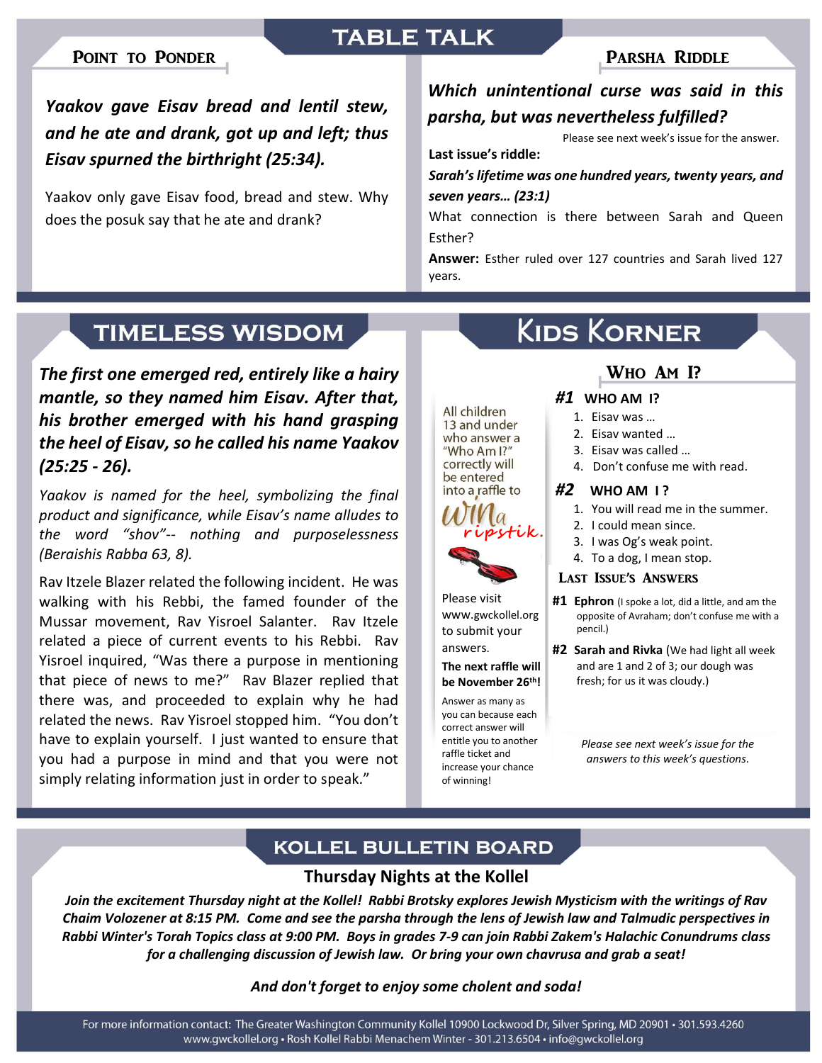# TABLE TALK

## Point to Ponder

***Yaakov gave Eisav bread and lentil stew, and he ate and drank, got up and left; thus Eisav spurned the birthright (25:34).***

Yaakov only gave Eisav food, bread and stew. Why does the posuk say that he ate and drank?

## Parsha Riddle

***Which unintentional curse was said in this parsha, but was nevertheless fulfilled?***

Please see next week's issue for the answer.

**Last issue's riddle:**

***Sarah's lifetime was one hundred years, twenty years, and seven years… (23:1)***

What connection is there between Sarah and Queen Esther?

**Answer:** Esther ruled over 127 countries and Sarah lived 127 years.

# TIMELESS WISDOM

***The first one emerged red, entirely like a hairy mantle, so they named him Eisav. After that, his brother emerged with his hand grasping the heel of Eisav, so he called his name Yaakov (25:25 - 26).***

*Yaakov is named for the heel, symbolizing the final product and significance, while Eisav's name alludes to the word "shov"-- nothing and purposelessness (Beraishis Rabba 63, 8).*

Rav Itzele Blazer related the following incident. He was walking with his Rebbi, the famed founder of the Mussar movement, Rav Yisroel Salanter. Rav Itzele related a piece of current events to his Rebbi. Rav Yisroel inquired, "Was there a purpose in mentioning that piece of news to me?" Rav Blazer replied that there was, and proceeded to explain why he had related the news. Rav Yisroel stopped him. "You don't have to explain yourself. I just wanted to ensure that you had a purpose in mind and that you were not simply relating information just in order to speak."

# Kids Korner

All children 13 and under who answer a "Who Am I?" correctly will be entered into a raffle to win a ripstik.

Please visit www.gwckollel.org to submit your answers.

**The next raffle will be November 26th!**

Answer as many as you can because each correct answer will entitle you to another raffle ticket and increase your chance of winning!

## Who Am I?

### #1 WHO AM I?

1. Eisav was …
2. Eisav wanted …
3. Eisav was called …
4. Don't confuse me with read.

### #2 WHO AM I?

1. You will read me in the summer.
2. I could mean since.
3. I was Og's weak point.
4. To a dog, I mean stop.

### Last Issue's Answers

**#1 Ephron** (I spoke a lot, did a little, and am the opposite of Avraham; don't confuse me with a pencil.)

**#2 Sarah and Rivka** (We had light all week and are 1 and 2 of 3; our dough was fresh; for us it was cloudy.)

*Please see next week's issue for the answers to this week's questions.*

# KOLLEL BULLETIN BOARD

## Thursday Nights at the Kollel

***Join the excitement Thursday night at the Kollel! Rabbi Brotsky explores Jewish Mysticism with the writings of Rav Chaim Volozener at 8:15 PM. Come and see the parsha through the lens of Jewish law and Talmudic perspectives in Rabbi Winter's Torah Topics class at 9:00 PM. Boys in grades 7-9 can join Rabbi Zakem's Halachic Conundrums class for a challenging discussion of Jewish law. Or bring your own chavrusa and grab a seat!***

***And don't forget to enjoy some cholent and soda!***

For more information contact: The Greater Washington Community Kollel 10900 Lockwood Dr, Silver Spring, MD 20901 • 301.593.4260
www.gwckollel.org • Rosh Kollel Rabbi Menachem Winter - 301.213.6504 • info@gwckollel.org